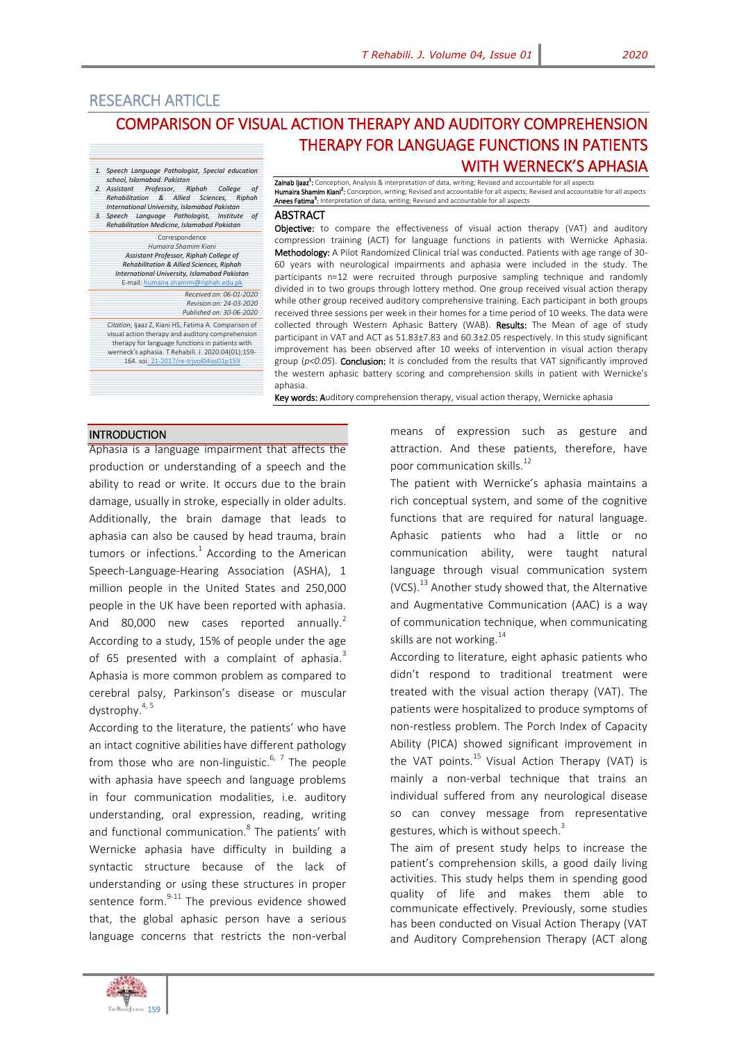## RESEARCH ARTICLE

# COMPARISON OF VISUAL ACTION THERAPY AND AUDITORY COMPREHENSION THERAPY FOR LANGUAGE FUNCTIONS IN PATIENTS WITH WERNECK'S APHASIA

1. Speech Language Pathologist, Special education school, Islamabad. Pakistan
2. Assistant Professor, Riphah College of Rehabilitation & Allied Sciences, Riphah International University, Islamabad Pakistan
3. Speech Language Pathologist, Institute of Rehabilitation Medicine, Islamabad Pakistan

Correspondence
*Humaira Shamim Kiani*
*Assistant Professor, Riphah College of Rehabilitation & Allied Sciences, Riphah International University, Islamabad Pakistan*
E-mail: humaira.shamim@riphah.edu.pk

*Received on: 06-01-2020*
*Revision on: 24-03-2020*
*Published on: 30-06-2020*

*Citation*; Ijaaz Z, Kiani HS, Fatima A. Comparison of visual action therapy and auditory comprehension therapy for language functions in patients with werneck's aphasia. T Rehabili. J. 2020:04(01);159-164. soi: 21-2017/re-trjvol04iss01p159

**Zainab Ijaaz[1]:** Conception, Analysis & interpretation of data, writing; Revised and accountable for all aspects
**Humaira Shamim Kiani[2]:** Conception, writing; Revised and accountable for all aspects, Revised and accountable for all aspects
**Anees Fatima[3]:** Interpretation of data, writing; Revised and accountable for all aspects

## ABSTRACT

**Objective:** to compare the effectiveness of visual action therapy (VAT) and auditory compression training (ACT) for language functions in patients with Wernicke Aphasia. **Methodology:** A Pilot Randomized Clinical trial was conducted. Patients with age range of 30-60 years with neurological impairments and aphasia were included in the study. The participants n=12 were recruited through purposive sampling technique and randomly divided in to two groups through lottery method. One group received visual action therapy while other group received auditory comprehensive training. Each participant in both groups received three sessions per week in their homes for a time period of 10 weeks. The data were collected through Western Aphasic Battery (WAB). **Results:** The Mean of age of study participant in VAT and ACT as 51.83±7.83 and 60.3±2.05 respectively. In this study significant improvement has been observed after 10 weeks of intervention in visual action therapy group ($p<0.05$). **Conclusion:** It is concluded from the results that VAT significantly improved the western aphasic battery scoring and comprehension skills in patient with Wernicke's aphasia.

**Key words:** Auditory comprehension therapy, visual action therapy, Wernicke aphasia

## INTRODUCTION

Aphasia is a language impairment that affects the production or understanding of a speech and the ability to read or write. It occurs due to the brain damage, usually in stroke, especially in older adults. Additionally, the brain damage that leads to aphasia can also be caused by head trauma, brain tumors or infections.[1] According to the American Speech-Language-Hearing Association (ASHA), 1 million people in the United States and 250,000 people in the UK have been reported with aphasia. And 80,000 new cases reported annually.[2] According to a study, 15% of people under the age of 65 presented with a complaint of aphasia.[3] Aphasia is more common problem as compared to cerebral palsy, Parkinson's disease or muscular dystrophy.[4, 5]

According to the literature, the patients' who have an intact cognitive abilities have different pathology from those who are non-linguistic.[6, 7] The people with aphasia have speech and language problems in four communication modalities, i.e. auditory understanding, oral expression, reading, writing and functional communication.[8] The patients' with Wernicke aphasia have difficulty in building a syntactic structure because of the lack of understanding or using these structures in proper sentence form.[9-11] The previous evidence showed that, the global aphasic person have a serious language concerns that restricts the non-verbal means of expression such as gesture and attraction. And these patients, therefore, have poor communication skills.[12]

The patient with Wernicke's aphasia maintains a rich conceptual system, and some of the cognitive functions that are required for natural language. Aphasic patients who had a little or no communication ability, were taught natural language through visual communication system (VCS).[13] Another study showed that, the Alternative and Augmentative Communication (AAC) is a way of communication technique, when communicating skills are not working.[14]

According to literature, eight aphasic patients who didn't respond to traditional treatment were treated with the visual action therapy (VAT). The patients were hospitalized to produce symptoms of non-restless problem. The Porch Index of Capacity Ability (PICA) showed significant improvement in the VAT points.[15] Visual Action Therapy (VAT) is mainly a non-verbal technique that trains an individual suffered from any neurological disease so can convey message from representative gestures, which is without speech.[3]

The aim of present study helps to increase the patient's comprehension skills, a good daily living activities. This study helps them in spending good quality of life and makes them able to communicate effectively. Previously, some studies has been conducted on Visual Action Therapy (VAT and Auditory Comprehension Therapy (ACT along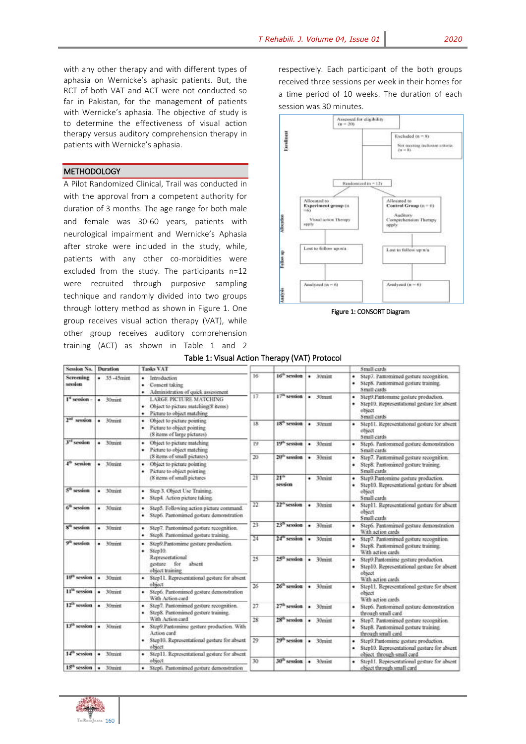with any other therapy and with different types of aphasia on Wernicke's aphasic patients. But, the RCT of both VAT and ACT were not conducted so far in Pakistan, for the management of patients with Wernicke's aphasia. The objective of study is to determine the effectiveness of visual action therapy versus auditory comprehension therapy in patients with Wernicke's aphasia.

## METHODOLOGY

A Pilot Randomized Clinical, Trail was conducted in with the approval from a competent authority for duration of 3 months. The age range for both male and female was 30-60 years, patients with neurological impairment and Wernicke's Aphasia after stroke were included in the study, while, patients with any other co-morbidities were excluded from the study. The participants n=12 were recruited through purposive sampling technique and randomly divided into two groups through lottery method as shown in Figure 1. One group receives visual action therapy (VAT), while other group receives auditory comprehension training (ACT) as shown in Table 1 and 2 respectively. Each participant of the both groups received three sessions per week in their homes for a time period of 10 weeks. The duration of each session was 30 minutes.

Enrollment: Assessed for eligibility (n = 20)

Excluded (n = 8): Not meeting inclusion criteria (n = 8)

Randomized (n = 12)

Allocation: Allocated to Experiment group (n =6) — Visual action Therapy apply; Allocated to Control Group (n = 6) — Auditory Comprehension Therapy apply

Follow up: Lost to follow up:n/a; Lost to follow up:n/a

Analysis: Analyzed (n = 6); Analyzed (n = 6)

Figure 1: CONSORT Diagram

Table 1: Visual Action Therapy (VAT) Protocol

| Session No. | Duration | Tasks VAT |
|---|---|---|
| Screening session | • 35 -45mint | • Introduction<br>• Consent taking<br>• Administration of quick assessment |
| 1st session | • 30mint | LARGE PICTURE MATCHING<br>• Object to picture matching(8 items)<br>• Picture to object matching |
| 2nd session | • 30mint | • Object to picture pointing<br>• Picture to object pointing<br>(8 items of large pictures) |
| 3rd session | • 30mint | • Object to picture matching<br>• Picture to object matching<br>(8 items of small pictures) |
| 4th session | • 30mint | • Object to picture pointing<br>• Picture to object pointing<br>(8 items of small pictures |
| 5th session | • 30mint | • Step 3. Object Use Training.<br>• Step4. Action picture taking. |
| 6th session | • 30mint | • Step5. Following action picture command.<br>• Step6. Pantomimed gesture demonstration |
| 8th session | • 30mint | • Step7. Pantomimed gesture recognition.<br>• Step8. Pantomimed gesture training. |
| 9th session | • 30mint | • Step9.Pantomime gesture production.<br>• Step10. Representational gesture for absent object training |
| 10th session | • 30mint | • Step11. Representational gesture for absent object |
| 11th session | • 30mint | • Step6. Pantomimed gesture demonstration With Action card |
| 12th session | • 30mint | • Step7. Pantomimed gesture recognition.<br>• Step8. Pantomimed gesture training. With Action card |
| 13th session | • 30mint | • Step9.Pantomime gesture production. With Action card<br>• Step10. Representational gesture for absent object |
| 14th session | • 30mint | • Step11. Representational gesture for absent object |
| 15th session | • 30mint | • Step6. Pantomimed gesture demonstration Small cards |
| 16th session | • 30mint | • Step7. Pantomimed gesture recognition.<br>• Step8. Pantomimed gesture training. Small cards |
| 17th session | • 30mint | • Step9.Pantomime gesture production.<br>• Step10. Representational gesture for absent object Small cards |
| 18th session | • 30mint | • Step11. Representational gesture for absent object Small cards |
| 19th session | • 30mint | • Step6. Pantomimed gesture demonstration Small cards |
| 20th session | • 30mint | • Step7. Pantomimed gesture recognition.<br>• Step8. Pantomimed gesture training. Small cards |
| 21st session | • 30mint | • Step9.Pantomime gesture production.<br>• Step10. Representational gesture for absent object Small cards |
| 22nd session | • 30mint | • Step11. Representational gesture for absent object Small cards |
| 23rd session | • 30mint | • Step6. Pantomimed gesture demonstration With action cards |
| 24th session | • 30mint | • Step7. Pantomimed gesture recognition.<br>• Step8. Pantomimed gesture training. With action cards |
| 25th session | • 30mint | • Step9.Pantomime gesture production.<br>• Step10. Representational gesture for absent object With action cards |
| 26th session | • 30mint | • Step11. Representational gesture for absent object With action cards |
| 27th session | • 30mint | • Step6. Pantomimed gesture demonstration through small card |
| 28th session | • 30mint | • Step7. Pantomimed gesture recognition.<br>• Step8. Pantomimed gesture training through small card |
| 29th session | • 30mint | • Step9.Pantomime gesture production.<br>• Step10. Representational gesture for absent object through small card |
| 30th session | • 30mint | • Step11. Representational gesture for absent object through small card |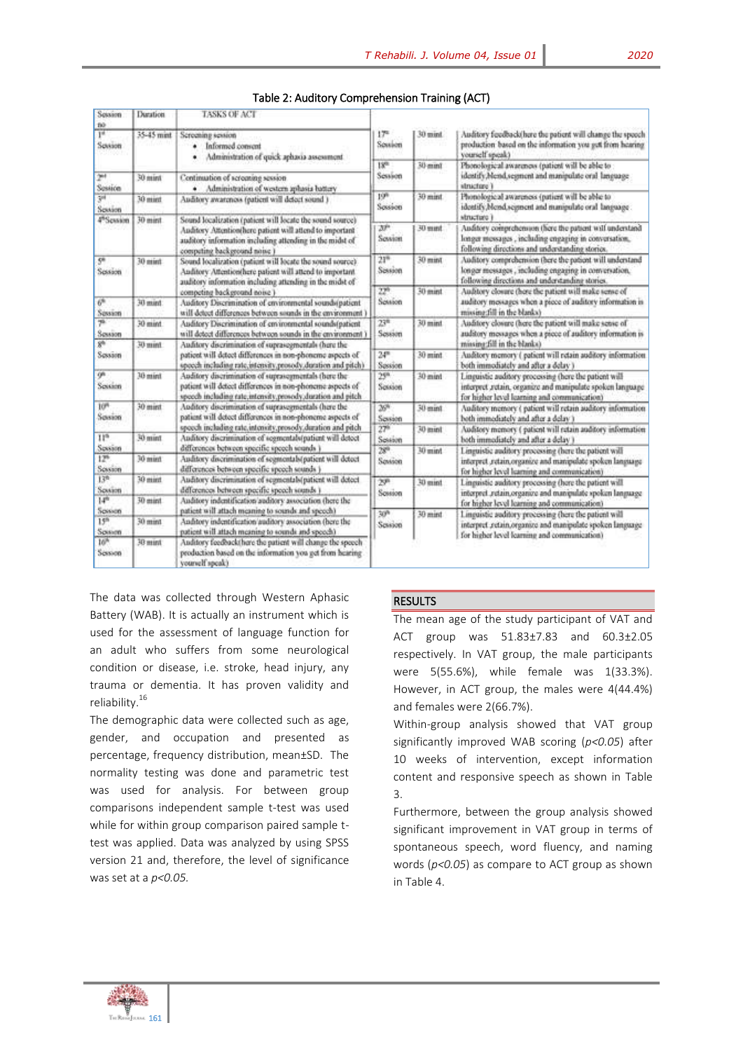Table 2: Auditory Comprehension Training (ACT)

| Session no | Duration | TASKS OF ACT |
|---|---|---|
| 1st Session | 35-45 mint | Screening session<br>• Informed consent<br>• Administration of quick aphasia assessment |
| 2nd Session | 30 mint | Continuation of screening session<br>• Administration of western aphasia battery |
| 3rd Session | 30 mint | Auditory awareness (patient will detect sound ) |
| 4th Session | 30 mint | Sound localization (patient will locate the sound source) Auditory Attention(here patient will attend to important auditory information including attending in the midst of competing background noise ) |
| 5th Session | 30 mint | Sound localization (patient will locate the sound source) Auditory Attention(here patient will attend to important auditory information including attending in the midst of competing background noise ) |
| 6th Session | 30 mint | Auditory Discrimination of environmental sounds(patient will detect differences between sounds in the environment ) |
| 7th Session | 30 mint | Auditory Discrimination of environmental sounds(patient will detect differences between sounds in the environment ) |
| 8th Session | 30 mint | Auditory discrimination of suprasegmentals (here the patient will detect differences in non-phoneme aspects of speech including rate,intensity,prosody,duration and pitch) |
| 9th Session | 30 mint | Auditory discrimination of suprasegmentals (here the patient will detect differences in non-phoneme aspects of speech including rate,intensity,prosody,duration and pitch |
| 10th Session | 30 mint | Auditory discrimination of suprasegmentals (here the patient will detect differences in non-phoneme aspects of speech including rate,intensity,prosody,duration and pitch |
| 11th Session | 30 mint | Auditory discrimination of segmentals(patient will detect differences between specific speech sounds ) |
| 12th Session | 30 mint | Auditory discrimination of segmentals(patient will detect differences between specific speech sounds ) |
| 13th Session | 30 mint | Auditory discrimination of segmentals(patient will detect differences between specific speech sounds ) |
| 14th Session | 30 mint | Auditory indentification auditory association (here the patient will attach meaning to sounds and speech) |
| 15th Session | 30 mint | Auditory indentification auditory association (here the patient will attach meaning to sounds and speech) |
| 16th Session | 30 mint | Auditory feedback(here the patient will change the speech production based on the information you get from hearing yourself speak) |
| 17th Session | 30 mint | Auditory feedback(here the patient will change the speech production based on the information you get from hearing yourself speak) |
| 18th Session | 30 mint | Phonological awareness (patient will be able to identify,blend,segment and manipulate oral language structure ) |
| 19th Session | 30 mint | Phonological awareness (patient will be able to identify,blend,segment and manipulate oral language structure ) |
| 20th Session | 30 mint | Auditory comprehension (here the patient will understand longer messages , including engaging in conversation, following directions and understanding stories. |
| 21st Session | 30 mint | Auditory comprehension (here the patient will understand longer messages , including engaging in conversation, following directions and understanding stories. |
| 22nd Session | 30 mint | Auditory closure (here the patient will make sense of auditory messages when a piece of auditory information is missing:fill in the blanks) |
| 23rd Session | 30 mint | Auditory closure (here the patient will make sense of auditory messages when a piece of auditory information is missing:fill in the blanks) |
| 24th Session | 30 mint | Auditory memory ( patient will retain auditory information both immediately and after a delay ) |
| 25th Session | 30 mint | Linguistic auditory processing (here the patient will interpret ,retain, organize and manipulate spoken language for higher level learning and communication) |
| 26th Session | 30 mint | Auditory memory ( patient will retain auditory information both immediately and after a delay ) |
| 27th Session | 30 mint | Auditory memory ( patient will retain auditory information both immediately and after a delay ) |
| 28th Session | 30 mint | Linguistic auditory processing (here the patient will interpret ,retain,organize and manipulate spoken language for higher level learning and communication) |
| 29th Session | 30 mint | Linguistic auditory processing (here the patient will interpret ,retain,organize and manipulate spoken language for higher level learning and communication) |
| 30th Session | 30 mint | Linguistic auditory processing (here the patient will interpret ,retain,organize and manipulate spoken language for higher level learning and communication) |

The data was collected through Western Aphasic Battery (WAB). It is actually an instrument which is used for the assessment of language function for an adult who suffers from some neurological condition or disease, i.e. stroke, head injury, any trauma or dementia. It has proven validity and reliability.[16]

The demographic data were collected such as age, gender, and occupation and presented as percentage, frequency distribution, mean±SD. The normality testing was done and parametric test was used for analysis. For between group comparisons independent sample t-test was used while for within group comparison paired sample t-test was applied. Data was analyzed by using SPSS version 21 and, therefore, the level of significance was set at a $p<0.05$.

## RESULTS

The mean age of the study participant of VAT and ACT group was 51.83±7.83 and 60.3±2.05 respectively. In VAT group, the male participants were 5(55.6%), while female was 1(33.3%). However, in ACT group, the males were 4(44.4%) and females were 2(66.7%).

Within-group analysis showed that VAT group significantly improved WAB scoring ($p<0.05$) after 10 weeks of intervention, except information content and responsive speech as shown in Table 3.

Furthermore, between the group analysis showed significant improvement in VAT group in terms of spontaneous speech, word fluency, and naming words ($p<0.05$) as compare to ACT group as shown in Table 4.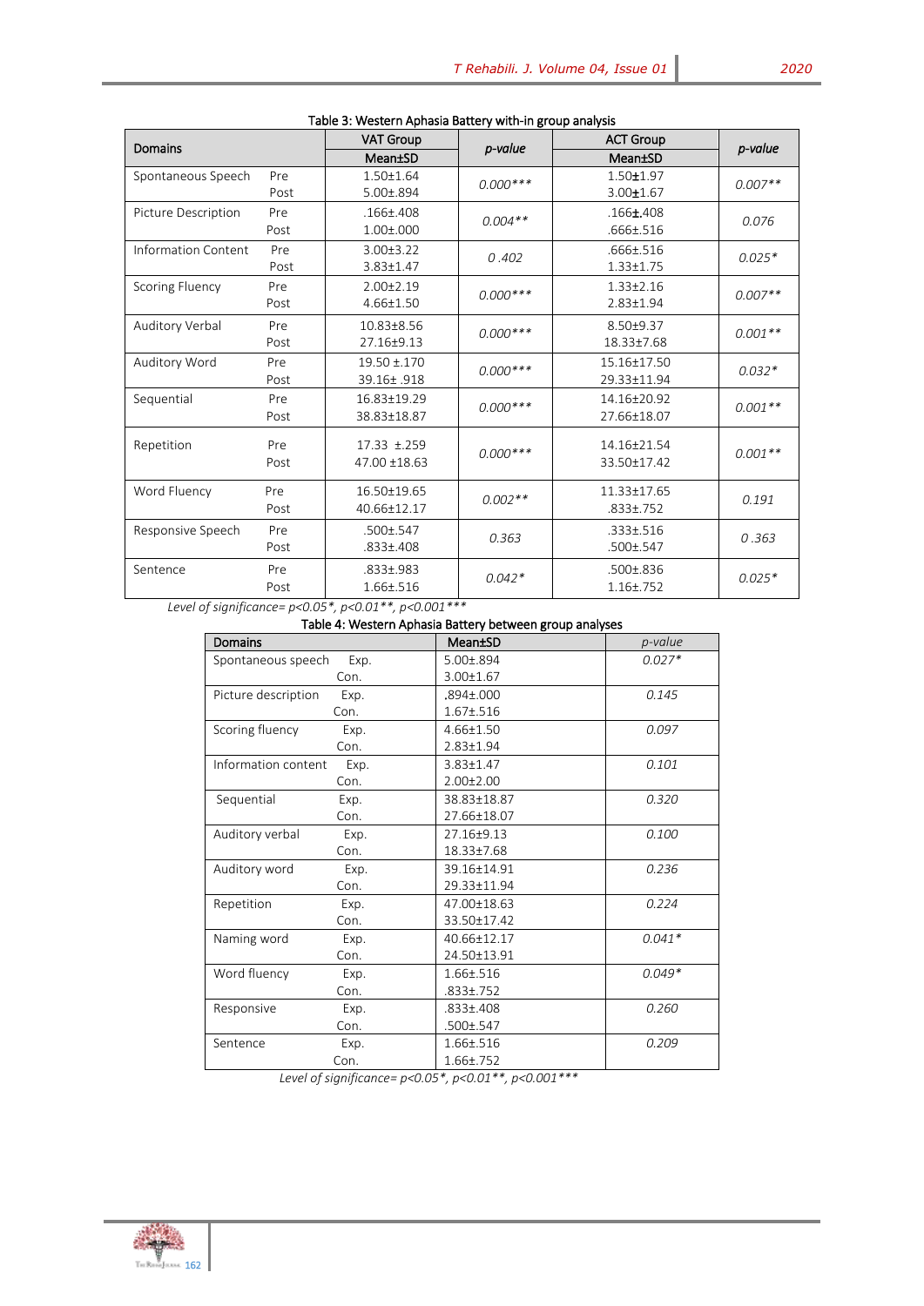Table 3: Western Aphasia Battery with-in group analysis

| Domains | | VAT Group | p-value | ACT Group | p-value |
|---|---|---|---|---|---|
| | | Mean±SD | | Mean±SD | |
| Spontaneous Speech | Pre<br>Post | 1.50±1.64<br>5.00±.894 | 0.000*** | 1.50±1.97<br>3.00±1.67 | 0.007** |
| Picture Description | Pre<br>Post | .166±.408<br>1.00±.000 | 0.004** | .166±.408<br>.666±.516 | 0.076 |
| Information Content | Pre<br>Post | 3.00±3.22<br>3.83±1.47 | 0 .402 | .666±.516<br>1.33±1.75 | 0.025* |
| Scoring Fluency | Pre<br>Post | 2.00±2.19<br>4.66±1.50 | 0.000*** | 1.33±2.16<br>2.83±1.94 | 0.007** |
| Auditory Verbal | Pre<br>Post | 10.83±8.56<br>27.16±9.13 | 0.000*** | 8.50±9.37<br>18.33±7.68 | 0.001** |
| Auditory Word | Pre<br>Post | 19.50 ±.170<br>39.16± .918 | 0.000*** | 15.16±17.50<br>29.33±11.94 | 0.032* |
| Sequential | Pre<br>Post | 16.83±19.29<br>38.83±18.87 | 0.000*** | 14.16±20.92<br>27.66±18.07 | 0.001** |
| Repetition | Pre<br>Post | 17.33 ±.259<br>47.00 ±18.63 | 0.000*** | 14.16±21.54<br>33.50±17.42 | 0.001** |
| Word Fluency | Pre<br>Post | 16.50±19.65<br>40.66±12.17 | 0.002** | 11.33±17.65<br>.833±.752 | 0.191 |
| Responsive Speech | Pre<br>Post | .500±.547<br>.833±.408 | 0.363 | .333±.516<br>.500±.547 | 0 .363 |
| Sentence | Pre<br>Post | .833±.983<br>1.66±.516 | 0.042* | .500±.836<br>1.16±.752 | 0.025* |

*Level of significance= p<0.05*, p<0.01**, p<0.001****

Table 4: Western Aphasia Battery between group analyses

| Domains | | Mean±SD | p-value |
|---|---|---|---|
| Spontaneous speech | Exp.<br>Con. | 5.00±.894<br>3.00±1.67 | 0.027* |
| Picture description | Exp.<br>Con. | ,894±.000<br>1.67±.516 | 0.145 |
| Scoring fluency | Exp.<br>Con. | 4.66±1.50<br>2.83±1.94 | 0.097 |
| Information content | Exp.<br>Con. | 3.83±1.47<br>2.00±2.00 | 0.101 |
| Sequential | Exp.<br>Con. | 38.83±18.87<br>27.66±18.07 | 0.320 |
| Auditory verbal | Exp.<br>Con. | 27.16±9.13<br>18.33±7.68 | 0.100 |
| Auditory word | Exp.<br>Con. | 39.16±14.91<br>29.33±11.94 | 0.236 |
| Repetition | Exp.<br>Con. | 47.00±18.63<br>33.50±17.42 | 0.224 |
| Naming word | Exp.<br>Con. | 40.66±12.17<br>24.50±13.91 | 0.041* |
| Word fluency | Exp.<br>Con. | 1.66±.516<br>.833±.752 | 0.049* |
| Responsive | Exp.<br>Con. | .833±.408<br>.500±.547 | 0.260 |
| Sentence | Exp.<br>Con. | 1.66±.516<br>1.66±.752 | 0.209 |

*Level of significance= p<0.05*, p<0.01**, p<0.001****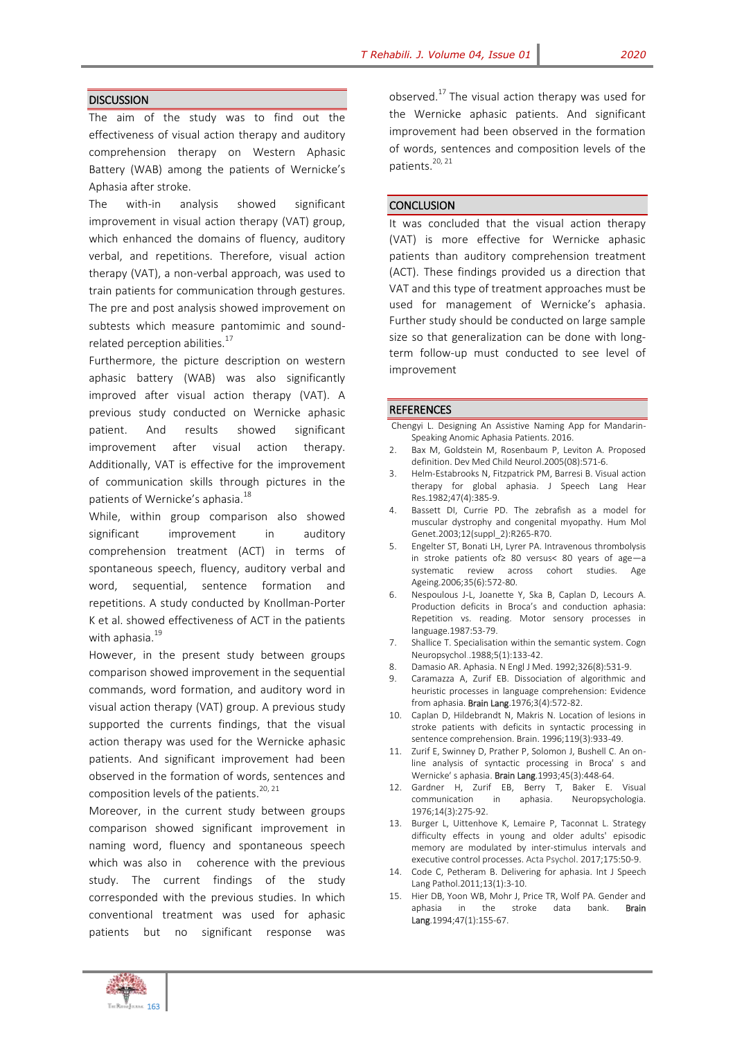## DISCUSSION

The aim of the study was to find out the effectiveness of visual action therapy and auditory comprehension therapy on Western Aphasic Battery (WAB) among the patients of Wernicke's Aphasia after stroke.

The with-in analysis showed significant improvement in visual action therapy (VAT) group, which enhanced the domains of fluency, auditory verbal, and repetitions. Therefore, visual action therapy (VAT), a non-verbal approach, was used to train patients for communication through gestures. The pre and post analysis showed improvement on subtests which measure pantomimic and sound-related perception abilities.[17]

Furthermore, the picture description on western aphasic battery (WAB) was also significantly improved after visual action therapy (VAT). A previous study conducted on Wernicke aphasic patient. And results showed significant improvement after visual action therapy. Additionally, VAT is effective for the improvement of communication skills through pictures in the patients of Wernicke's aphasia.[18]

While, within group comparison also showed significant improvement in auditory comprehension treatment (ACT) in terms of spontaneous speech, fluency, auditory verbal and word, sequential, sentence formation and repetitions. A study conducted by Knollman-Porter K et al. showed effectiveness of ACT in the patients with aphasia.[19]

However, in the present study between groups comparison showed improvement in the sequential commands, word formation, and auditory word in visual action therapy (VAT) group. A previous study supported the currents findings, that the visual action therapy was used for the Wernicke aphasic patients. And significant improvement had been observed in the formation of words, sentences and composition levels of the patients.[20, 21]

Moreover, in the current study between groups comparison showed significant improvement in naming word, fluency and spontaneous speech which was also in coherence with the previous study. The current findings of the study corresponded with the previous studies. In which conventional treatment was used for aphasic patients but no significant response was observed.[17] The visual action therapy was used for the Wernicke aphasic patients. And significant improvement had been observed in the formation of words, sentences and composition levels of the patients.[20, 21]

## CONCLUSION

It was concluded that the visual action therapy (VAT) is more effective for Wernicke aphasic patients than auditory comprehension treatment (ACT). These findings provided us a direction that VAT and this type of treatment approaches must be used for management of Wernicke's aphasia. Further study should be conducted on large sample size so that generalization can be done with long-term follow-up must conducted to see level of improvement

## REFERENCES

1. Chengyi L. Designing An Assistive Naming App for Mandarin-Speaking Anomic Aphasia Patients. 2016.
2. Bax M, Goldstein M, Rosenbaum P, Leviton A. Proposed definition. Dev Med Child Neurol.2005(08):571-6.
3. Helm-Estabrooks N, Fitzpatrick PM, Barresi B. Visual action therapy for global aphasia. J Speech Lang Hear Res.1982;47(4):385-9.
4. Bassett DI, Currie PD. The zebrafish as a model for muscular dystrophy and congenital myopathy. Hum Mol Genet.2003;12(suppl_2):R265-R70.
5. Engelter ST, Bonati LH, Lyrer PA. Intravenous thrombolysis in stroke patients of≥ 80 versus< 80 years of age—a systematic review across cohort studies. Age Ageing.2006;35(6):572-80.
6. Nespoulous J-L, Joanette Y, Ska B, Caplan D, Lecours A. Production deficits in Broca's and conduction aphasia: Repetition vs. reading. Motor sensory processes in language.1987:53-79.
7. Shallice T. Specialisation within the semantic system. Cogn Neuropsychol .1988;5(1):133-42.
8. Damasio AR. Aphasia. N Engl J Med. 1992;326(8):531-9.
9. Caramazza A, Zurif EB. Dissociation of algorithmic and heuristic processes in language comprehension: Evidence from aphasia. Brain Lang.1976;3(4):572-82.
10. Caplan D, Hildebrandt N, Makris N. Location of lesions in stroke patients with deficits in syntactic processing in sentence comprehension. Brain. 1996;119(3):933-49.
11. Zurif E, Swinney D, Prather P, Solomon J, Bushell C. An on-line analysis of syntactic processing in Broca' s and Wernicke' s aphasia. Brain Lang.1993;45(3):448-64.
12. Gardner H, Zurif EB, Berry T, Baker E. Visual communication in aphasia. Neuropsychologia. 1976;14(3):275-92.
13. Burger L, Uittenhove K, Lemaire P, Taconnat L. Strategy difficulty effects in young and older adults' episodic memory are modulated by inter-stimulus intervals and executive control processes. Acta Psychol. 2017;175:50-9.
14. Code C, Petheram B. Delivering for aphasia. Int J Speech Lang Pathol.2011;13(1):3-10.
15. Hier DB, Yoon WB, Mohr J, Price TR, Wolf PA. Gender and aphasia in the stroke data bank. Brain Lang.1994;47(1):155-67.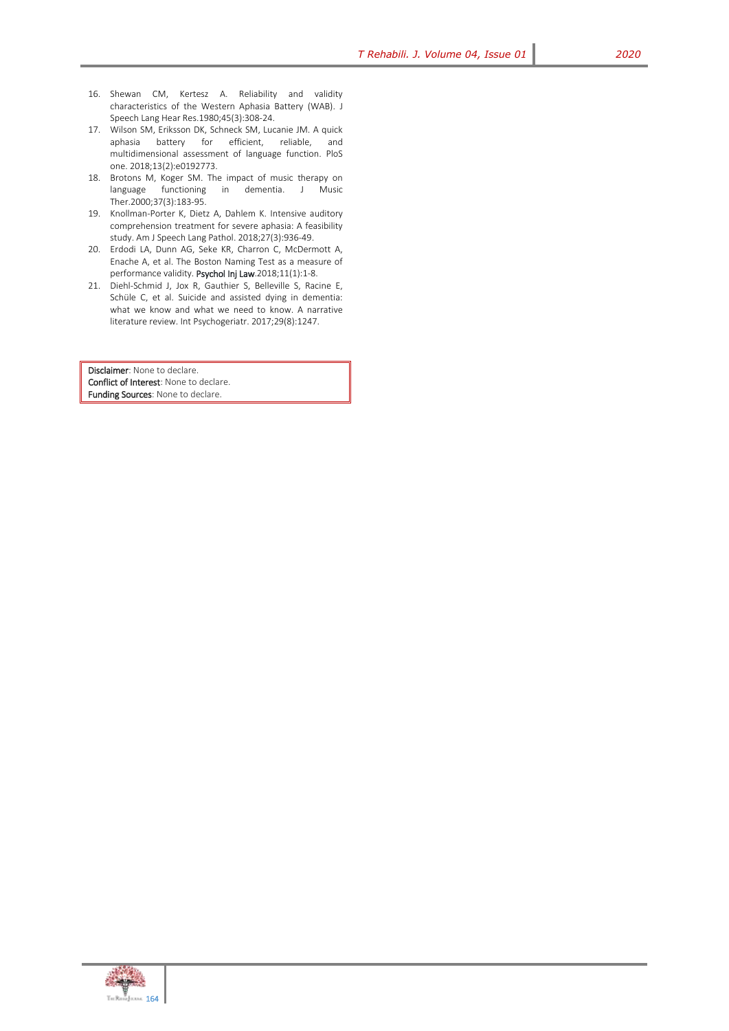16. Shewan CM, Kertesz A. Reliability and validity characteristics of the Western Aphasia Battery (WAB). J Speech Lang Hear Res.1980;45(3):308-24.
17. Wilson SM, Eriksson DK, Schneck SM, Lucanie JM. A quick aphasia battery for efficient, reliable, and multidimensional assessment of language function. PloS one. 2018;13(2):e0192773.
18. Brotons M, Koger SM. The impact of music therapy on language functioning in dementia. J Music Ther.2000;37(3):183-95.
19. Knollman-Porter K, Dietz A, Dahlem K. Intensive auditory comprehension treatment for severe aphasia: A feasibility study. Am J Speech Lang Pathol. 2018;27(3):936-49.
20. Erdodi LA, Dunn AG, Seke KR, Charron C, McDermott A, Enache A, et al. The Boston Naming Test as a measure of performance validity. Psychol Inj Law.2018;11(1):1-8.
21. Diehl-Schmid J, Jox R, Gauthier S, Belleville S, Racine E, Schüle C, et al. Suicide and assisted dying in dementia: what we know and what we need to know. A narrative literature review. Int Psychogeriatr. 2017;29(8):1247.

**Disclaimer**: None to declare.
**Conflict of Interest**: None to declare.
**Funding Sources**: None to declare.